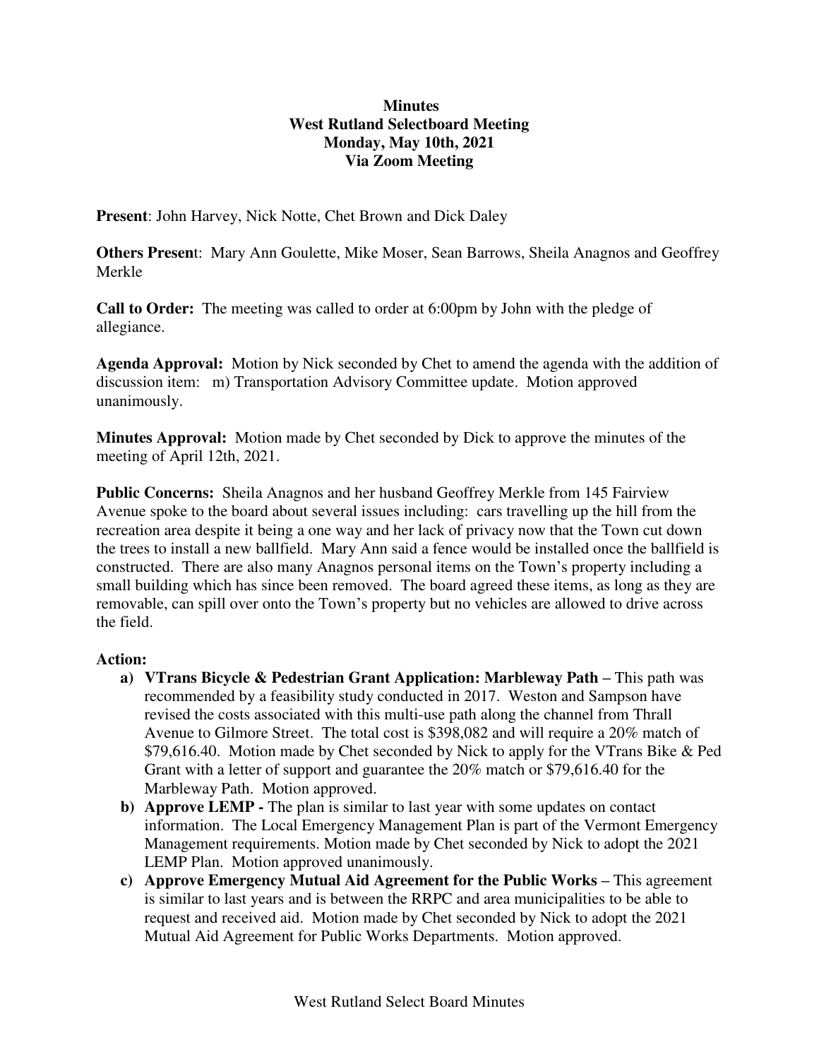**Minutes**
**West Rutland Selectboard Meeting**
**Monday, May 10th, 2021**
**Via Zoom Meeting**

**Present**: John Harvey, Nick Notte, Chet Brown and Dick Daley

**Others Present**: Mary Ann Goulette, Mike Moser, Sean Barrows, Sheila Anagnos and Geoffrey Merkle

**Call to Order:** The meeting was called to order at 6:00pm by John with the pledge of allegiance.

**Agenda Approval:** Motion by Nick seconded by Chet to amend the agenda with the addition of discussion item: m) Transportation Advisory Committee update. Motion approved unanimously.

**Minutes Approval:** Motion made by Chet seconded by Dick to approve the minutes of the meeting of April 12th, 2021.

**Public Concerns:** Sheila Anagnos and her husband Geoffrey Merkle from 145 Fairview Avenue spoke to the board about several issues including: cars travelling up the hill from the recreation area despite it being a one way and her lack of privacy now that the Town cut down the trees to install a new ballfield. Mary Ann said a fence would be installed once the ballfield is constructed. There are also many Anagnos personal items on the Town's property including a small building which has since been removed. The board agreed these items, as long as they are removable, can spill over onto the Town's property but no vehicles are allowed to drive across the field.

**Action:**

- **a) VTrans Bicycle & Pedestrian Grant Application: Marbleway Path –** This path was recommended by a feasibility study conducted in 2017. Weston and Sampson have revised the costs associated with this multi-use path along the channel from Thrall Avenue to Gilmore Street. The total cost is $398,082 and will require a 20% match of $79,616.40. Motion made by Chet seconded by Nick to apply for the VTrans Bike & Ped Grant with a letter of support and guarantee the 20% match or $79,616.40 for the Marbleway Path. Motion approved.
- **b) Approve LEMP -** The plan is similar to last year with some updates on contact information. The Local Emergency Management Plan is part of the Vermont Emergency Management requirements. Motion made by Chet seconded by Nick to adopt the 2021 LEMP Plan. Motion approved unanimously.
- **c) Approve Emergency Mutual Aid Agreement for the Public Works –** This agreement is similar to last years and is between the RRPC and area municipalities to be able to request and received aid. Motion made by Chet seconded by Nick to adopt the 2021 Mutual Aid Agreement for Public Works Departments. Motion approved.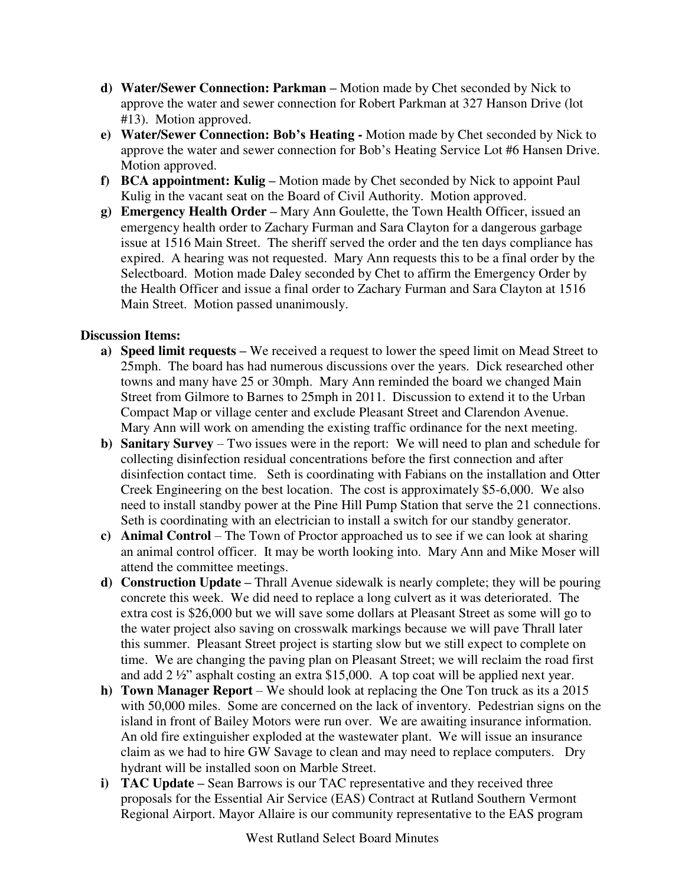d) **Water/Sewer Connection: Parkman –** Motion made by Chet seconded by Nick to approve the water and sewer connection for Robert Parkman at 327 Hanson Drive (lot #13). Motion approved.

e) **Water/Sewer Connection: Bob's Heating -** Motion made by Chet seconded by Nick to approve the water and sewer connection for Bob's Heating Service Lot #6 Hansen Drive. Motion approved.

f) **BCA appointment: Kulig –** Motion made by Chet seconded by Nick to appoint Paul Kulig in the vacant seat on the Board of Civil Authority. Motion approved.

g) **Emergency Health Order –** Mary Ann Goulette, the Town Health Officer, issued an emergency health order to Zachary Furman and Sara Clayton for a dangerous garbage issue at 1516 Main Street. The sheriff served the order and the ten days compliance has expired. A hearing was not requested. Mary Ann requests this to be a final order by the Selectboard. Motion made Daley seconded by Chet to affirm the Emergency Order by the Health Officer and issue a final order to Zachary Furman and Sara Clayton at 1516 Main Street. Motion passed unanimously.

**Discussion Items:**

a) **Speed limit requests –** We received a request to lower the speed limit on Mead Street to 25mph. The board has had numerous discussions over the years. Dick researched other towns and many have 25 or 30mph. Mary Ann reminded the board we changed Main Street from Gilmore to Barnes to 25mph in 2011. Discussion to extend it to the Urban Compact Map or village center and exclude Pleasant Street and Clarendon Avenue. Mary Ann will work on amending the existing traffic ordinance for the next meeting.

b) **Sanitary Survey** – Two issues were in the report: We will need to plan and schedule for collecting disinfection residual concentrations before the first connection and after disinfection contact time. Seth is coordinating with Fabians on the installation and Otter Creek Engineering on the best location. The cost is approximately $5-6,000. We also need to install standby power at the Pine Hill Pump Station that serve the 21 connections. Seth is coordinating with an electrician to install a switch for our standby generator.

c) **Animal Control** – The Town of Proctor approached us to see if we can look at sharing an animal control officer. It may be worth looking into. Mary Ann and Mike Moser will attend the committee meetings.

d) **Construction Update –** Thrall Avenue sidewalk is nearly complete; they will be pouring concrete this week. We did need to replace a long culvert as it was deteriorated. The extra cost is $26,000 but we will save some dollars at Pleasant Street as some will go to the water project also saving on crosswalk markings because we will pave Thrall later this summer. Pleasant Street project is starting slow but we still expect to complete on time. We are changing the paving plan on Pleasant Street; we will reclaim the road first and add 2 ½" asphalt costing an extra $15,000. A top coat will be applied next year.

h) **Town Manager Report** – We should look at replacing the One Ton truck as its a 2015 with 50,000 miles. Some are concerned on the lack of inventory. Pedestrian signs on the island in front of Bailey Motors were run over. We are awaiting insurance information. An old fire extinguisher exploded at the wastewater plant. We will issue an insurance claim as we had to hire GW Savage to clean and may need to replace computers. Dry hydrant will be installed soon on Marble Street.

i) **TAC Update –** Sean Barrows is our TAC representative and they received three proposals for the Essential Air Service (EAS) Contract at Rutland Southern Vermont Regional Airport. Mayor Allaire is our community representative to the EAS program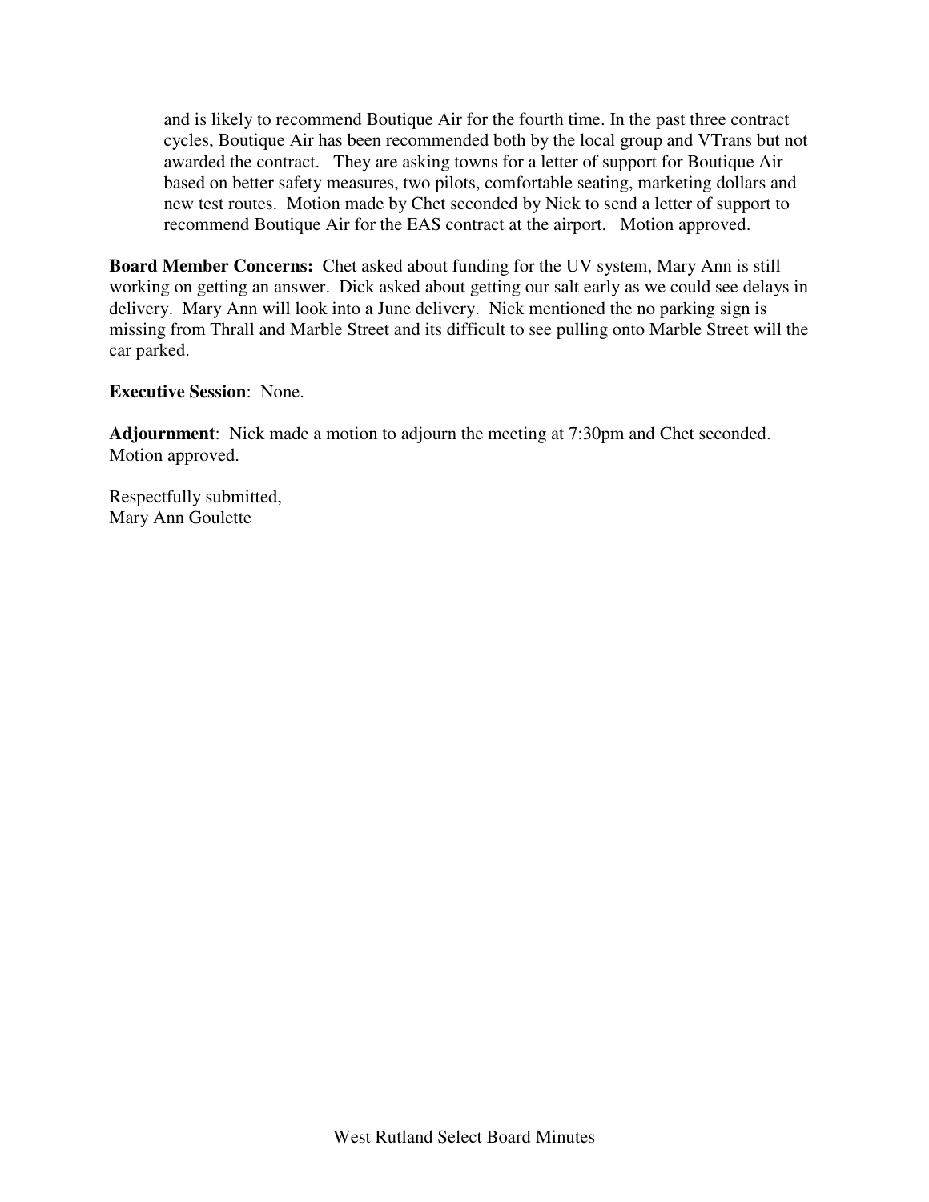and is likely to recommend Boutique Air for the fourth time. In the past three contract cycles, Boutique Air has been recommended both by the local group and VTrans but not awarded the contract. They are asking towns for a letter of support for Boutique Air based on better safety measures, two pilots, comfortable seating, marketing dollars and new test routes. Motion made by Chet seconded by Nick to send a letter of support to recommend Boutique Air for the EAS contract at the airport. Motion approved.

**Board Member Concerns:** Chet asked about funding for the UV system, Mary Ann is still working on getting an answer. Dick asked about getting our salt early as we could see delays in delivery. Mary Ann will look into a June delivery. Nick mentioned the no parking sign is missing from Thrall and Marble Street and its difficult to see pulling onto Marble Street will the car parked.

**Executive Session**: None.

**Adjournment**: Nick made a motion to adjourn the meeting at 7:30pm and Chet seconded. Motion approved.

Respectfully submitted,
Mary Ann Goulette